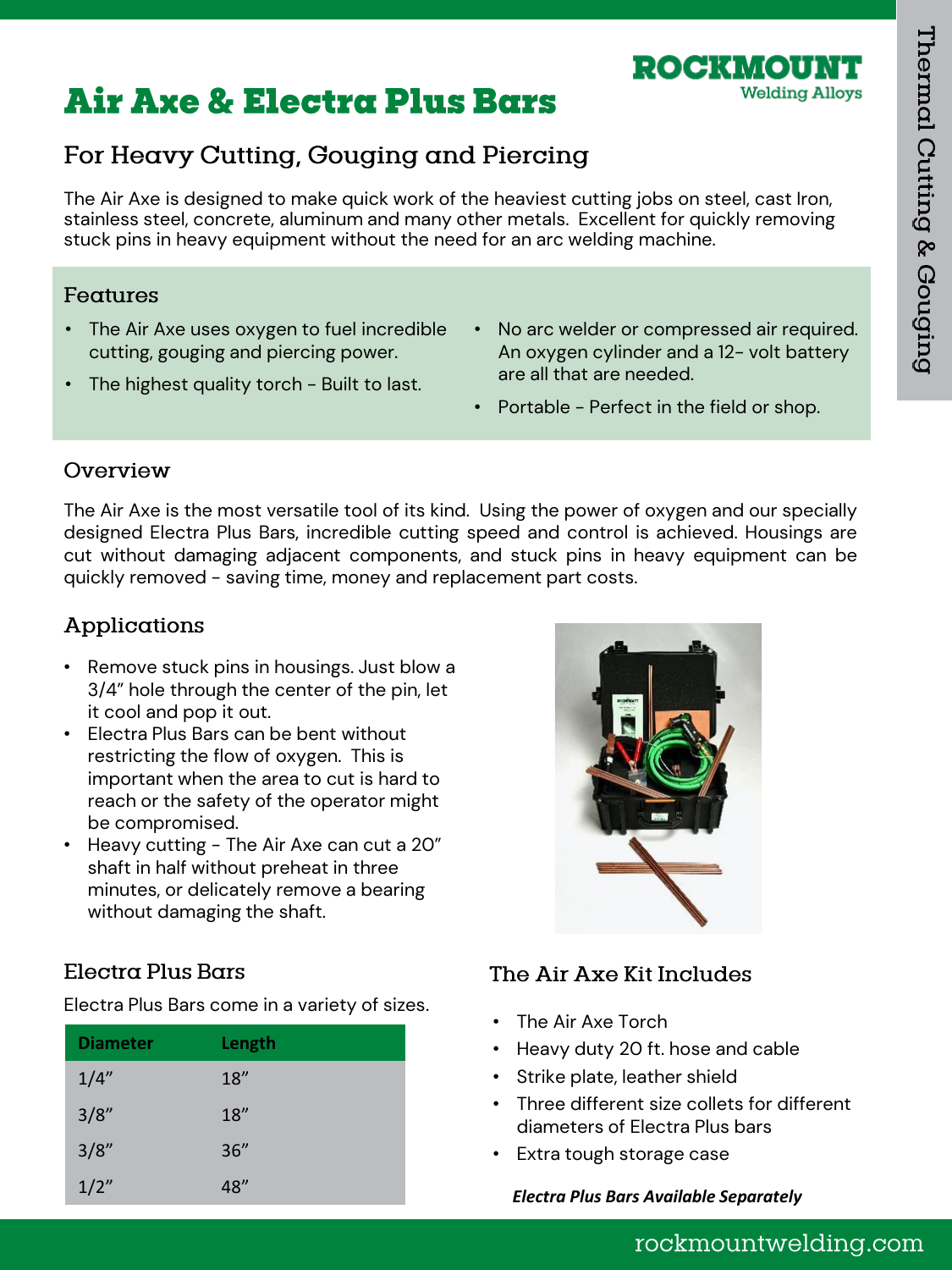# Air Axe & Electra Plus Bars

ROCKMOUNT
Welding Alloys

Thermal Cutting & Gouging

## For Heavy Cutting, Gouging and Piercing

The Air Axe is designed to make quick work of the heaviest cutting jobs on steel, cast Iron, stainless steel, concrete, aluminum and many other metals. Excellent for quickly removing stuck pins in heavy equipment without the need for an arc welding machine.

### Features

- The Air Axe uses oxygen to fuel incredible cutting, gouging and piercing power.
- The highest quality torch - Built to last.
- No arc welder or compressed air required. An oxygen cylinder and a 12- volt battery are all that are needed.
- Portable - Perfect in the field or shop.

### Overview

The Air Axe is the most versatile tool of its kind. Using the power of oxygen and our specially designed Electra Plus Bars, incredible cutting speed and control is achieved. Housings are cut without damaging adjacent components, and stuck pins in heavy equipment can be quickly removed - saving time, money and replacement part costs.

### Applications

- Remove stuck pins in housings. Just blow a 3/4" hole through the center of the pin, let it cool and pop it out.
- Electra Plus Bars can be bent without restricting the flow of oxygen. This is important when the area to cut is hard to reach or the safety of the operator might be compromised.
- Heavy cutting - The Air Axe can cut a 20" shaft in half without preheat in three minutes, or delicately remove a bearing without damaging the shaft.

### Electra Plus Bars

Electra Plus Bars come in a variety of sizes.

| Diameter | Length |
|---|---|
| 1/4" | 18" |
| 3/8" | 18" |
| 3/8" | 36" |
| 1/2" | 48" |

### The Air Axe Kit Includes

- The Air Axe Torch
- Heavy duty 20 ft. hose and cable
- Strike plate, leather shield
- Three different size collets for different diameters of Electra Plus bars
- Extra tough storage case

***Electra Plus Bars Available Separately***

rockmountwelding.com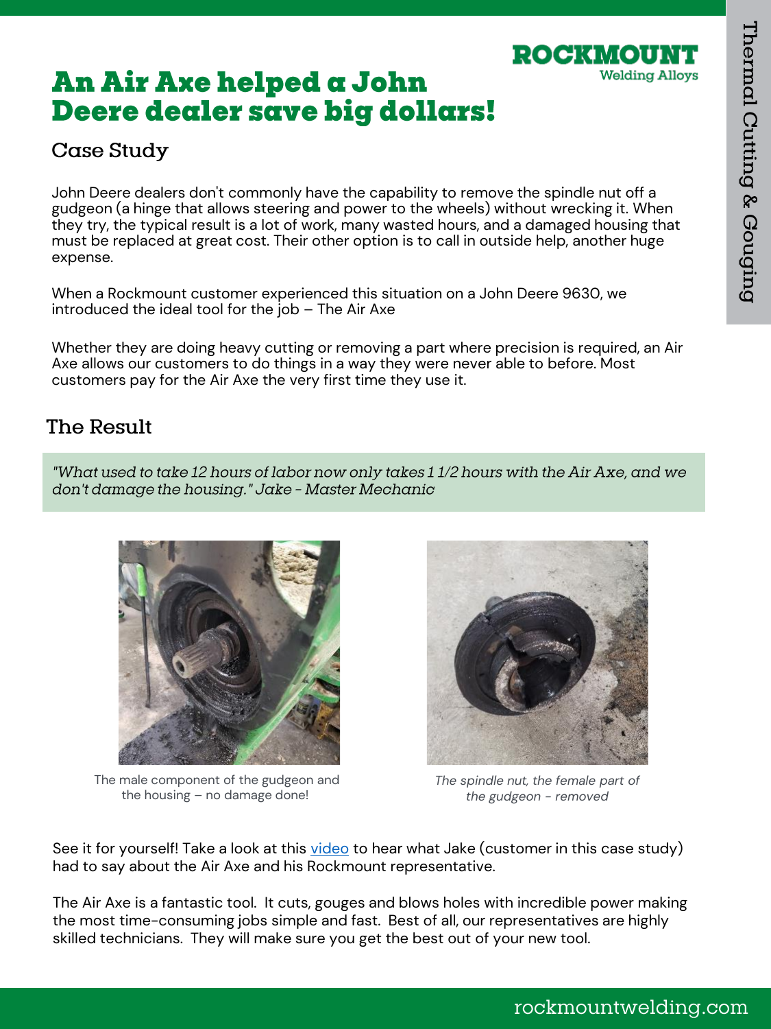# An Air Axe helped a John Deere dealer save big dollars!

ROCKMOUNT Welding Alloys

Thermal Cutting & Gouging

## Case Study

John Deere dealers don't commonly have the capability to remove the spindle nut off a gudgeon (a hinge that allows steering and power to the wheels) without wrecking it. When they try, the typical result is a lot of work, many wasted hours, and a damaged housing that must be replaced at great cost. Their other option is to call in outside help, another huge expense.

When a Rockmount customer experienced this situation on a John Deere 9630, we introduced the ideal tool for the job – The Air Axe

Whether they are doing heavy cutting or removing a part where precision is required, an Air Axe allows our customers to do things in a way they were never able to before. Most customers pay for the Air Axe the very first time they use it.

## The Result

*"What used to take 12 hours of labor now only takes 1 1/2 hours with the Air Axe, and we don't damage the housing." Jake - Master Mechanic*

The male component of the gudgeon and the housing – no damage done!

*The spindle nut, the female part of the gudgeon - removed*

See it for yourself! Take a look at this video to hear what Jake (customer in this case study) had to say about the Air Axe and his Rockmount representative.

The Air Axe is a fantastic tool. It cuts, gouges and blows holes with incredible power making the most time-consuming jobs simple and fast. Best of all, our representatives are highly skilled technicians. They will make sure you get the best out of your new tool.

rockmountwelding.com